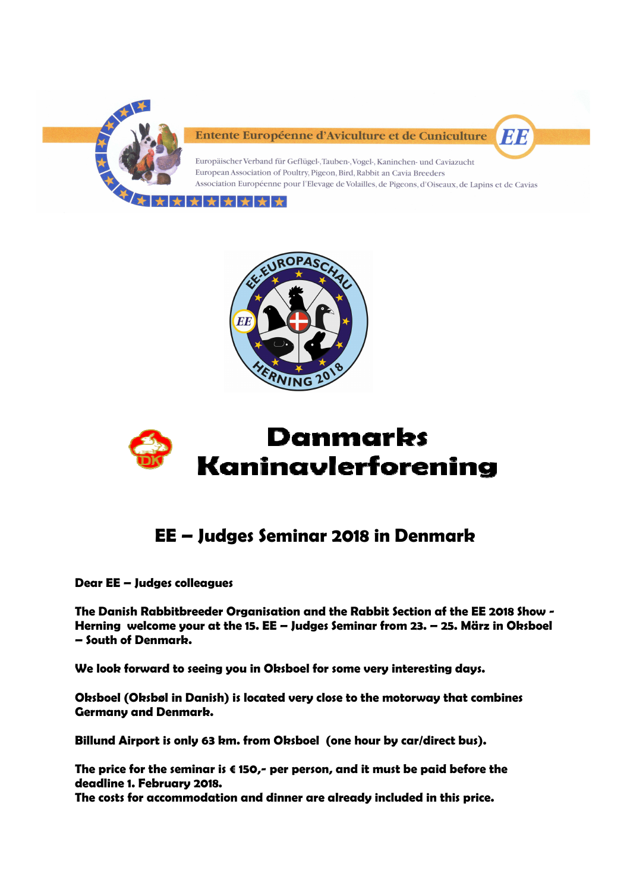Entente Européenne d'Aviculture et de Cuniculture

Europäischer Verband für Geflügel-, Tauben-, Vogel-, Kaninchen- und Caviazucht
European Association of Poultry, Pigeon, Bird, Rabbit an Cavia Breeders
Association Européenne pour l'Elevage de Volailles, de Pigeons, d'Oiseaux, de Lapins et de Cavias

# Danmarks Kaninavlerforening

## EE – Judges Seminar 2018 in Denmark

**Dear EE – Judges colleagues**

**The Danish Rabbitbreeder Organisation and the Rabbit Section af the EE 2018 Show - Herning welcome your at the 15. EE – Judges Seminar from 23. – 25. März in Oksboel – South of Denmark.**

**We look forward to seeing you in Oksboel for some very interesting days.**

**Oksboel (Oksbøl in Danish) is located very close to the motorway that combines Germany and Denmark.**

**Billund Airport is only 63 km. from Oksboel (one hour by car/direct bus).**

**The price for the seminar is € 150,- per person, and it must be paid before the deadline 1. February 2018.**
**The costs for accommodation and dinner are already included in this price.**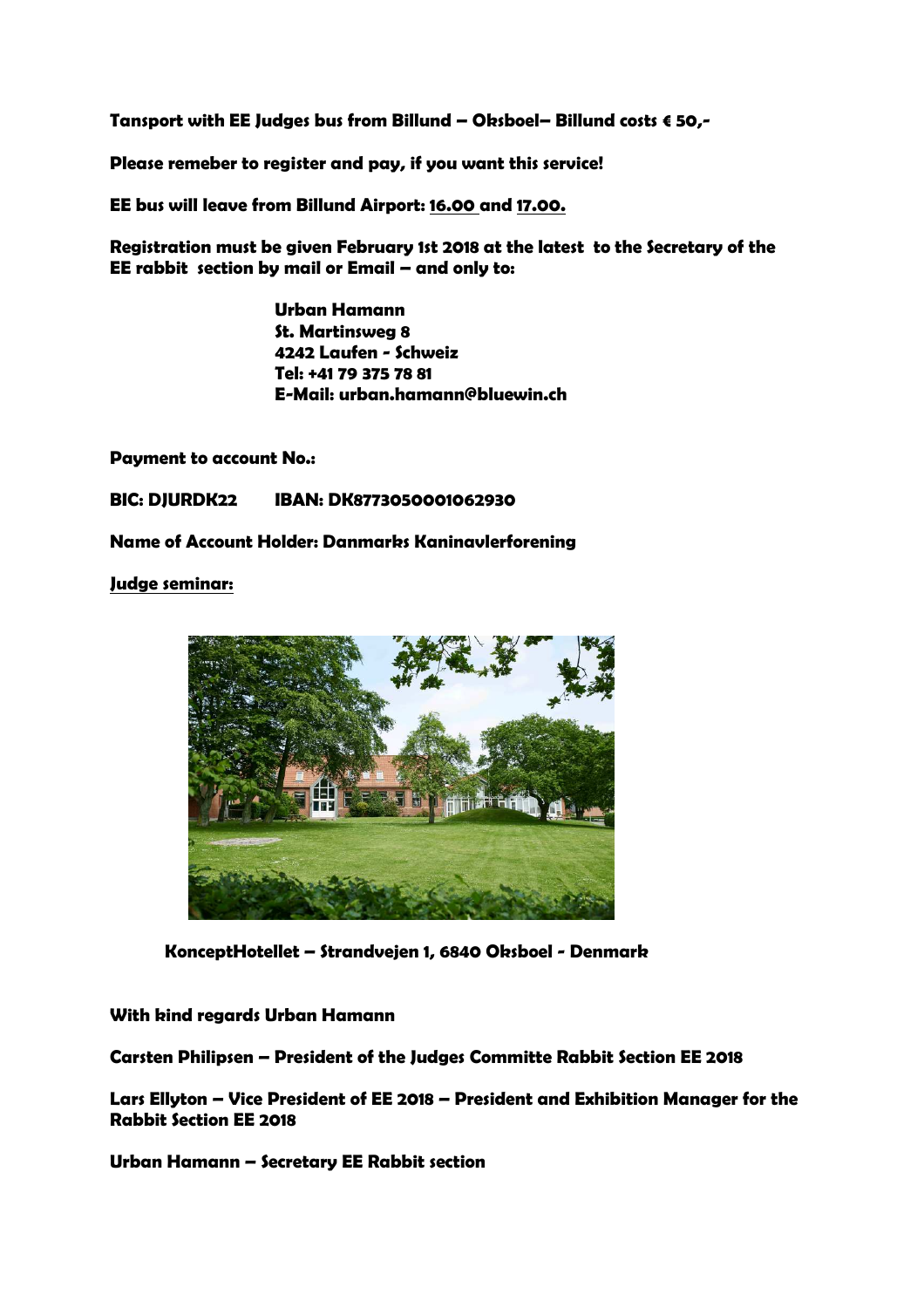**Tansport with EE Judges bus from Billund – Oksboel– Billund costs € 50,-**

**Please remeber to register and pay, if you want this service!**

**EE bus will leave from Billund Airport: 16.00 and 17.00.**

**Registration must be given February 1st 2018 at the latest to the Secretary of the EE rabbit section by mail or Email – and only to:**

**Urban Hamann**
**St. Martinsweg 8**
**4242 Laufen - Schweiz**
**Tel: +41 79 375 78 81**
**E-Mail: urban.hamann@bluewin.ch**

**Payment to account No.:**

**BIC: DJURDK22 IBAN: DK8773050001062930**

**Name of Account Holder: Danmarks Kaninavlerforening**

**Judge seminar:**

**KonceptHotellet – Strandvejen 1, 6840 Oksboel - Denmark**

**With kind regards Urban Hamann**

**Carsten Philipsen – President of the Judges Committe Rabbit Section EE 2018**

**Lars Ellyton – Vice President of EE 2018 – President and Exhibition Manager for the Rabbit Section EE 2018**

**Urban Hamann – Secretary EE Rabbit section**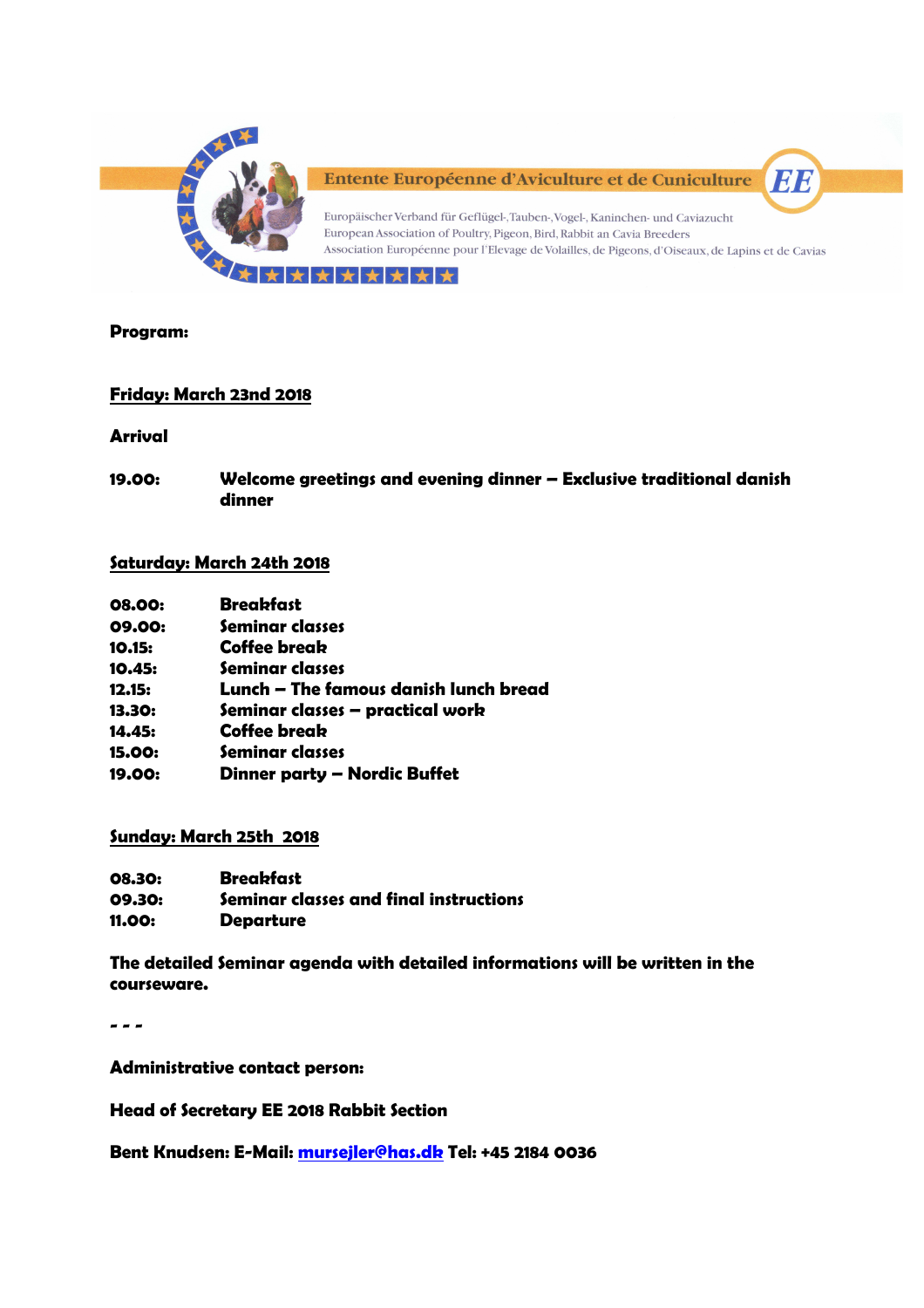Entente Européenne d'Aviculture et de Cuniculture

Europäischer Verband für Geflügel-, Tauben-, Vogel-, Kaninchen- und Caviazucht
European Association of Poultry, Pigeon, Bird, Rabbit an Cavia Breeders
Association Européenne pour l'Elevage de Volailles, de Pigeons, d'Oiseaux, de Lapins et de Cavias

**Program:**

**Friday: March 23nd 2018**

**Arrival**

| | |
|---|---|
| **19.00:** | **Welcome greetings and evening dinner – Exclusive traditional danish dinner** |

**Saturday: March 24th 2018**

| | |
|---|---|
| **08.00:** | **Breakfast** |
| **09.00:** | **Seminar classes** |
| **10.15:** | **Coffee break** |
| **10.45:** | **Seminar classes** |
| **12.15:** | **Lunch – The famous danish lunch bread** |
| **13.30:** | **Seminar classes – practical work** |
| **14.45:** | **Coffee break** |
| **15.00:** | **Seminar classes** |
| **19.00:** | **Dinner party – Nordic Buffet** |

**Sunday: March 25th 2018**

| | |
|---|---|
| **08.30:** | **Breakfast** |
| **09.30:** | **Seminar classes and final instructions** |
| **11.00:** | **Departure** |

**The detailed Seminar agenda with detailed informations will be written in the courseware.**

**- - -**

**Administrative contact person:**

**Head of Secretary EE 2018 Rabbit Section**

**Bent Knudsen: E-Mail: mursejler@has.dk Tel: +45 2184 0036**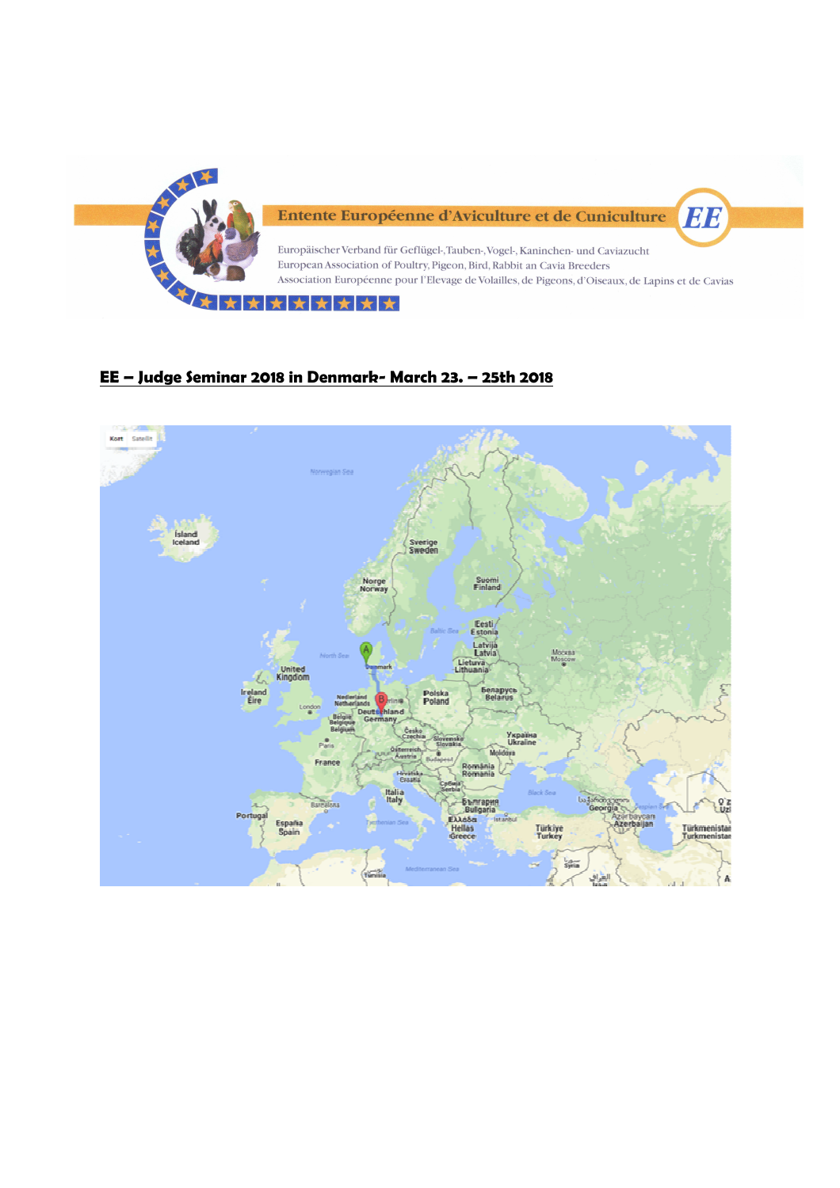Entente Européenne d'Aviculture et de Cuniculture

EE

Europäischer Verband für Geflügel-, Tauben-, Vogel-, Kaninchen- und Caviazucht
European Association of Poultry, Pigeon, Bird, Rabbit an Cavia Breeders
Association Européenne pour l'Elevage de Volailles, de Pigeons, d'Oiseaux, de Lapins et de Cavias

**EE – Judge Seminar 2018 in Denmark- March 23. – 25th 2018**